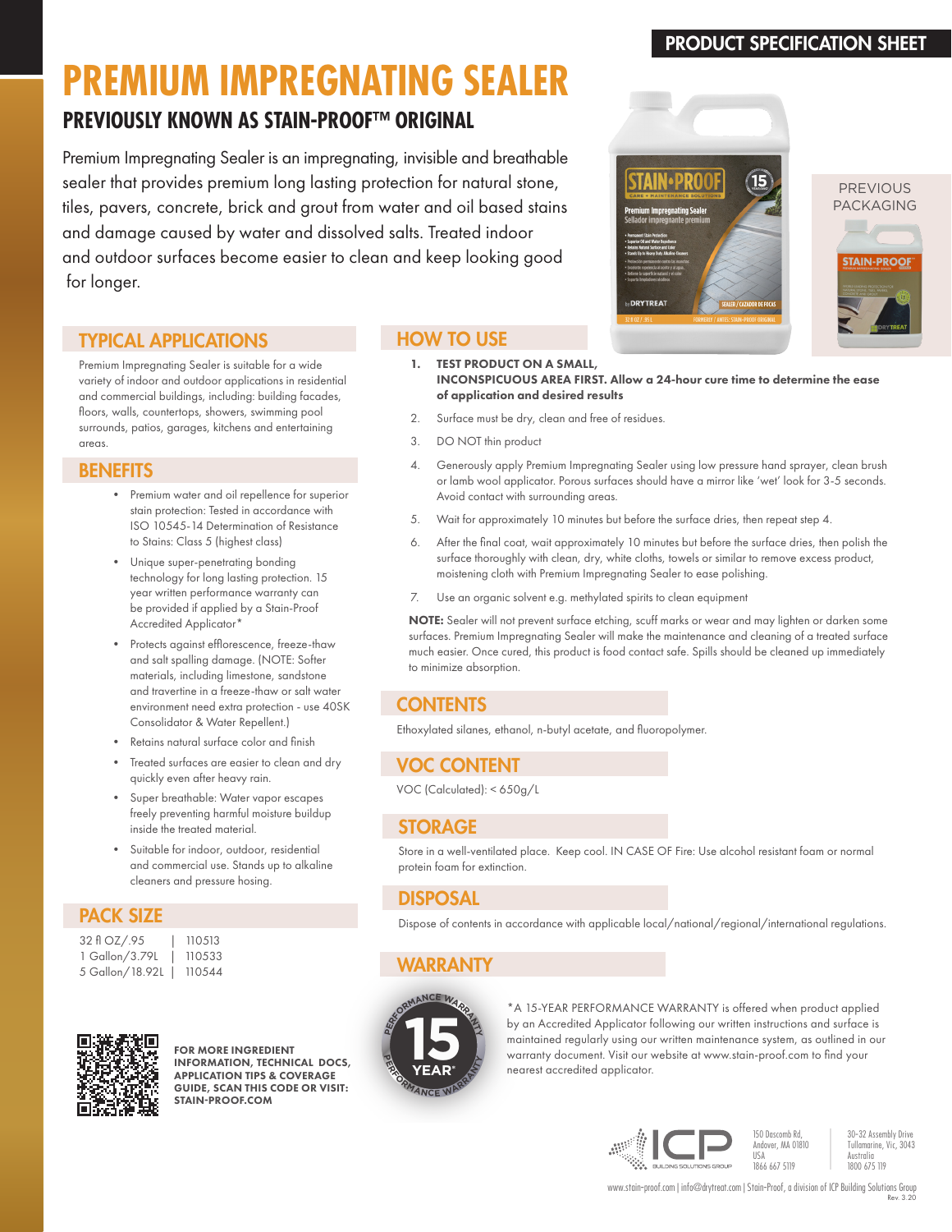PRODUCT SPECIFICATION SHEET

# PREMIUM IMPREGNATING SEALER

## PREVIOUSLY KNOWN AS STAIN-PROOF™ ORIGINAL

Premium Impregnating Sealer is an impregnating, invisible and breathable sealer that provides premium long lasting protection for natural stone, tiles, pavers, concrete, brick and grout from water and oil based stains and damage caused by water and dissolved salts. Treated indoor and outdoor surfaces become easier to clean and keep looking good for longer.

PREVIOUS PACKAGING

## TYPICAL APPLICATIONS

Premium Impregnating Sealer is suitable for a wide variety of indoor and outdoor applications in residential and commercial buildings, including: building facades, floors, walls, countertops, showers, swimming pool surrounds, patios, garages, kitchens and entertaining areas.

## BENEFITS

- Premium water and oil repellence for superior stain protection: Tested in accordance with ISO 10545-14 Determination of Resistance to Stains: Class 5 (highest class)
- Unique super-penetrating bonding technology for long lasting protection. 15 year written performance warranty can be provided if applied by a Stain-Proof Accredited Applicator*
- Protects against efflorescence, freeze-thaw and salt spalling damage. (NOTE: Softer materials, including limestone, sandstone and travertine in a freeze-thaw or salt water environment need extra protection - use 40SK Consolidator & Water Repellent.)
- Retains natural surface color and finish
- Treated surfaces are easier to clean and dry quickly even after heavy rain.
- Super breathable: Water vapor escapes freely preventing harmful moisture buildup inside the treated material.
- Suitable for indoor, outdoor, residential and commercial use. Stands up to alkaline cleaners and pressure hosing.

## PACK SIZE

| Size | Code |
|---|---|
| 32 fl OZ/.95 | 110513 |
| 1 Gallon/3.79L | 110533 |
| 5 Gallon/18.92L | 110544 |

**FOR MORE INGREDIENT INFORMATION, TECHNICAL DOCS, APPLICATION TIPS & COVERAGE GUIDE, SCAN THIS CODE OR VISIT: STAIN-PROOF.COM**

## HOW TO USE

1. **TEST PRODUCT ON A SMALL, INCONSPICUOUS AREA FIRST. Allow a 24-hour cure time to determine the ease of application and desired results**
2. Surface must be dry, clean and free of residues.
3. DO NOT thin product
4. Generously apply Premium Impregnating Sealer using low pressure hand sprayer, clean brush or lamb wool applicator. Porous surfaces should have a mirror like 'wet' look for 3-5 seconds. Avoid contact with surrounding areas.
5. Wait for approximately 10 minutes but before the surface dries, then repeat step 4.
6. After the final coat, wait approximately 10 minutes but before the surface dries, then polish the surface thoroughly with clean, dry, white cloths, towels or similar to remove excess product, moistening cloth with Premium Impregnating Sealer to ease polishing.
7. Use an organic solvent e.g. methylated spirits to clean equipment

**NOTE:** Sealer will not prevent surface etching, scuff marks or wear and may lighten or darken some surfaces. Premium Impregnating Sealer will make the maintenance and cleaning of a treated surface much easier. Once cured, this product is food contact safe. Spills should be cleaned up immediately to minimize absorption.

## CONTENTS

Ethoxylated silanes, ethanol, n-butyl acetate, and fluoropolymer.

## VOC CONTENT

VOC (Calculated): < 650g/L

## STORAGE

Store in a well-ventilated place. Keep cool. IN CASE OF Fire: Use alcohol resistant foam or normal protein foam for extinction.

## DISPOSAL

Dispose of contents in accordance with applicable local/national/regional/international regulations.

## WARRANTY

15 YEAR PERFORMANCE WARRANTY

*A 15-YEAR PERFORMANCE WARRANTY is offered when product applied by an Accredited Applicator following our written instructions and surface is maintained regularly using our written maintenance system, as outlined in our warranty document. Visit our website at www.stain-proof.com to find your nearest accredited applicator.

ICP BUILDING SOLUTIONS GROUP

150 Dascomb Rd, Andover, MA 01810 USA 1866 667 5119

30-32 Assembly Drive Tullamarine, Vic, 3043 Australia 1800 675 119

www.stain-proof.com | info@drytreat.com | Stain-Proof, a division of ICP Building Solutions Group

Rev. 3.20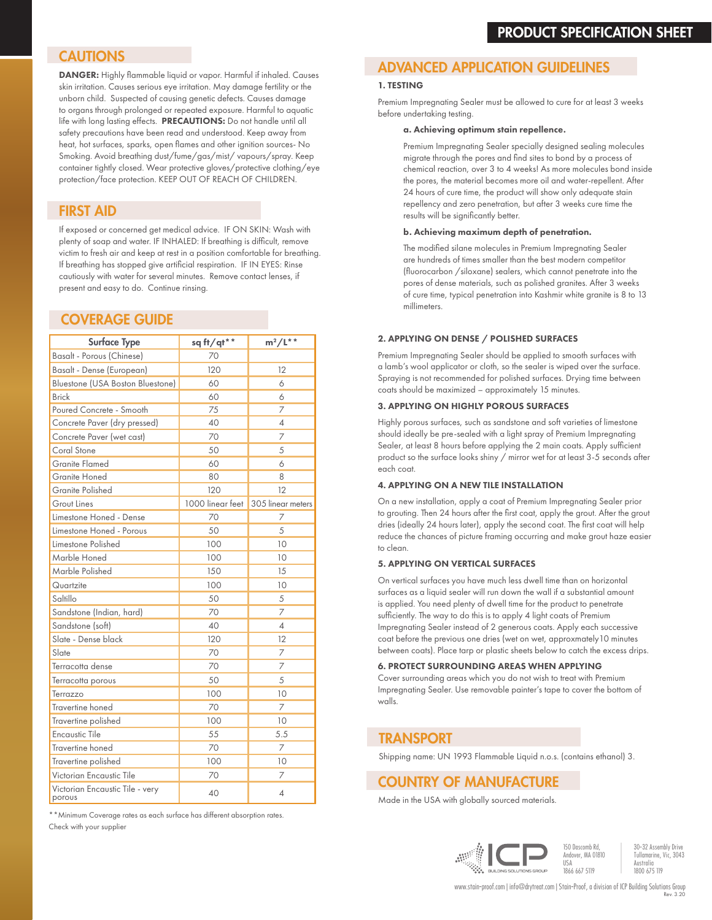## CAUTIONS

**DANGER:** Highly flammable liquid or vapor. Harmful if inhaled. Causes skin irritation. Causes serious eye irritation. May damage fertility or the unborn child. Suspected of causing genetic defects. Causes damage to organs through prolonged or repeated exposure. Harmful to aquatic life with long lasting effects. **PRECAUTIONS:** Do not handle until all safety precautions have been read and understood. Keep away from heat, hot surfaces, sparks, open flames and other ignition sources- No Smoking. Avoid breathing dust/fume/gas/mist/ vapours/spray. Keep container tightly closed. Wear protective gloves/protective clothing/eye protection/face protection. KEEP OUT OF REACH OF CHILDREN.

## FIRST AID

If exposed or concerned get medical advice. IF ON SKIN: Wash with plenty of soap and water. IF INHALED: If breathing is difficult, remove victim to fresh air and keep at rest in a position comfortable for breathing. If breathing has stopped give artificial respiration. IF IN EYES: Rinse cautiously with water for several minutes. Remove contact lenses, if present and easy to do. Continue rinsing.

## COVERAGE GUIDE

| Surface Type | sq ft/qt** | m²/L** |
|---|---|---|
| Basalt - Porous (Chinese) | 70 | |
| Basalt - Dense (European) | 120 | 12 |
| Bluestone (USA Boston Bluestone) | 60 | 6 |
| Brick | 60 | 6 |
| Poured Concrete - Smooth | 75 | 7 |
| Concrete Paver (dry pressed) | 40 | 4 |
| Concrete Paver (wet cast) | 70 | 7 |
| Coral Stone | 50 | 5 |
| Granite Flamed | 60 | 6 |
| Granite Honed | 80 | 8 |
| Granite Polished | 120 | 12 |
| Grout Lines | 1000 linear feet | 305 linear meters |
| Limestone Honed - Dense | 70 | 7 |
| Limestone Honed - Porous | 50 | 5 |
| Limestone Polished | 100 | 10 |
| Marble Honed | 100 | 10 |
| Marble Polished | 150 | 15 |
| Quartzite | 100 | 10 |
| Saltillo | 50 | 5 |
| Sandstone (Indian, hard) | 70 | 7 |
| Sandstone (soft) | 40 | 4 |
| Slate - Dense black | 120 | 12 |
| Slate | 70 | 7 |
| Terracotta dense | 70 | 7 |
| Terracotta porous | 50 | 5 |
| Terrazzo | 100 | 10 |
| Travertine honed | 70 | 7 |
| Travertine polished | 100 | 10 |
| Encaustic Tile | 55 | 5.5 |
| Travertine honed | 70 | 7 |
| Travertine polished | 100 | 10 |
| Victorian Encaustic Tile | 70 | 7 |
| Victorian Encaustic Tile - very porous | 40 | 4 |

**Minimum Coverage rates as each surface has different absorption rates. Check with your supplier

## ADVANCED APPLICATION GUIDELINES

### 1. TESTING

Premium Impregnating Sealer must be allowed to cure for at least 3 weeks before undertaking testing.

**a. Achieving optimum stain repellence.**

Premium Impregnating Sealer specially designed sealing molecules migrate through the pores and find sites to bond by a process of chemical reaction, over 3 to 4 weeks! As more molecules bond inside the pores, the material becomes more oil and water-repellent. After 24 hours of cure time, the product will show only adequate stain repellency and zero penetration, but after 3 weeks cure time the results will be significantly better.

**b. Achieving maximum depth of penetration.**

The modified silane molecules in Premium Impregnating Sealer are hundreds of times smaller than the best modern competitor (fluorocarbon /siloxane) sealers, which cannot penetrate into the pores of dense materials, such as polished granites. After 3 weeks of cure time, typical penetration into Kashmir white granite is 8 to 13 millimeters.

### 2. APPLYING ON DENSE / POLISHED SURFACES

Premium Impregnating Sealer should be applied to smooth surfaces with a lamb's wool applicator or cloth, so the sealer is wiped over the surface. Spraying is not recommended for polished surfaces. Drying time between coats should be maximized – approximately 15 minutes.

### 3. APPLYING ON HIGHLY POROUS SURFACES

Highly porous surfaces, such as sandstone and soft varieties of limestone should ideally be pre-sealed with a light spray of Premium Impregnating Sealer, at least 8 hours before applying the 2 main coats. Apply sufficient product so the surface looks shiny / mirror wet for at least 3-5 seconds after each coat.

### 4. APPLYING ON A NEW TILE INSTALLATION

On a new installation, apply a coat of Premium Impregnating Sealer prior to grouting. Then 24 hours after the first coat, apply the grout. After the grout dries (ideally 24 hours later), apply the second coat. The first coat will help reduce the chances of picture framing occurring and make grout haze easier to clean.

### 5. APPLYING ON VERTICAL SURFACES

On vertical surfaces you have much less dwell time than on horizontal surfaces as a liquid sealer will run down the wall if a substantial amount is applied. You need plenty of dwell time for the product to penetrate sufficiently. The way to do this is to apply 4 light coats of Premium Impregnating Sealer instead of 2 generous coats. Apply each successive coat before the previous one dries (wet on wet, approxmately10 minutes between coats). Place tarp or plastic sheets below to catch the excess drips.

### 6. PROTECT SURROUNDING AREAS WHEN APPLYING

Cover surrounding areas which you do not wish to treat with Premium Impregnating Sealer. Use removable painter's tape to cover the bottom of walls.

## TRANSPORT

Shipping name: UN 1993 Flammable Liquid n.o.s. (contains ethanol) 3.

## COUNTRY OF MANUFACTURE

Made in the USA with globally sourced materials.

ICP BUILDING SOLUTIONS GROUP

150 Dascomb Rd, Andover, MA 01810 USA 1866 667 5119

30-32 Assembly Drive Tullamarine, Vic, 3043 Australia 1800 675 119

www.stain-proof.com | info@drytreat.com | Stain-Proof, a division of ICP Building Solutions Group

Rev. 3.20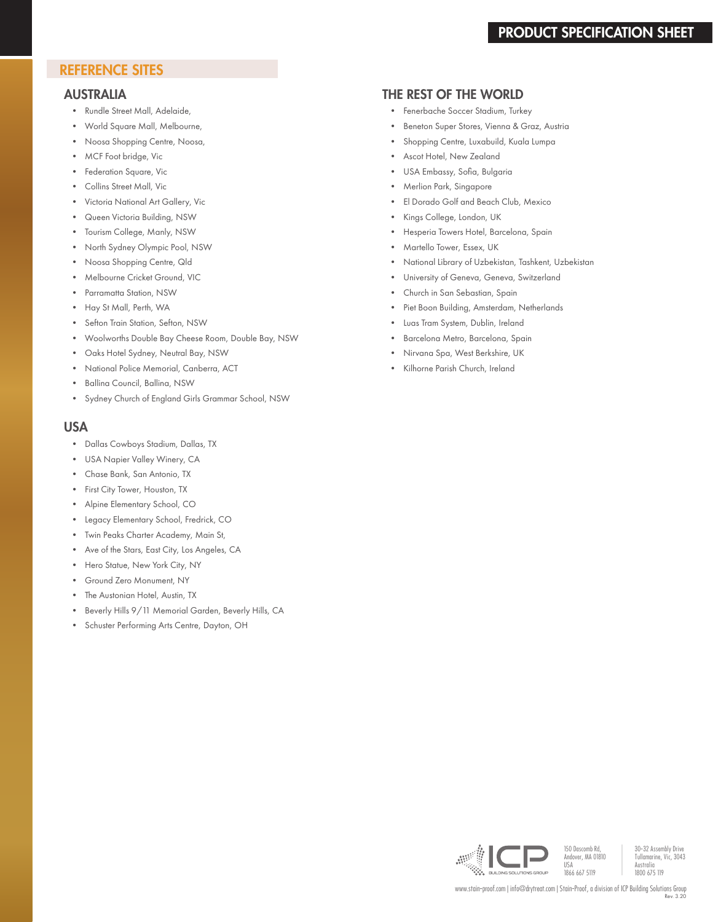## REFERENCE SITES

### AUSTRALIA

- Rundle Street Mall, Adelaide,
- World Square Mall, Melbourne,
- Noosa Shopping Centre, Noosa,
- MCF Foot bridge, Vic
- Federation Square, Vic
- Collins Street Mall, Vic
- Victoria National Art Gallery, Vic
- Queen Victoria Building, NSW
- Tourism College, Manly, NSW
- North Sydney Olympic Pool, NSW
- Noosa Shopping Centre, Qld
- Melbourne Cricket Ground, VIC
- Parramatta Station, NSW
- Hay St Mall, Perth, WA
- Sefton Train Station, Sefton, NSW
- Woolworths Double Bay Cheese Room, Double Bay, NSW
- Oaks Hotel Sydney, Neutral Bay, NSW
- National Police Memorial, Canberra, ACT
- Ballina Council, Ballina, NSW
- Sydney Church of England Girls Grammar School, NSW

### USA

- Dallas Cowboys Stadium, Dallas, TX
- USA Napier Valley Winery, CA
- Chase Bank, San Antonio, TX
- First City Tower, Houston, TX
- Alpine Elementary School, CO
- Legacy Elementary School, Fredrick, CO
- Twin Peaks Charter Academy, Main St,
- Ave of the Stars, East City, Los Angeles, CA
- Hero Statue, New York City, NY
- Ground Zero Monument, NY
- The Austonian Hotel, Austin, TX
- Beverly Hills 9/11 Memorial Garden, Beverly Hills, CA
- Schuster Performing Arts Centre, Dayton, OH

### THE REST OF THE WORLD

- Fenerbache Soccer Stadium, Turkey
- Beneton Super Stores, Vienna & Graz, Austria
- Shopping Centre, Luxabuild, Kuala Lumpa
- Ascot Hotel, New Zealand
- USA Embassy, Sofia, Bulgaria
- Merlion Park, Singapore
- El Dorado Golf and Beach Club, Mexico
- Kings College, London, UK
- Hesperia Towers Hotel, Barcelona, Spain
- Martello Tower, Essex, UK
- National Library of Uzbekistan, Tashkent, Uzbekistan
- University of Geneva, Geneva, Switzerland
- Church in San Sebastian, Spain
- Piet Boon Building, Amsterdam, Netherlands
- Luas Tram System, Dublin, Ireland
- Barcelona Metro, Barcelona, Spain
- Nirvana Spa, West Berkshire, UK
- Kilhorne Parish Church, Ireland

ICP BUILDING SOLUTIONS GROUP

150 Dascomb Rd,
Andover, MA 01810
USA
1866 667 5119

30-32 Assembly Drive
Tullamarine, Vic, 3043
Australia
1800 675 119

www.stain-proof.com | info@drytreat.com | Stain-Proof, a division of ICP Building Solutions Group
Rev. 3.20